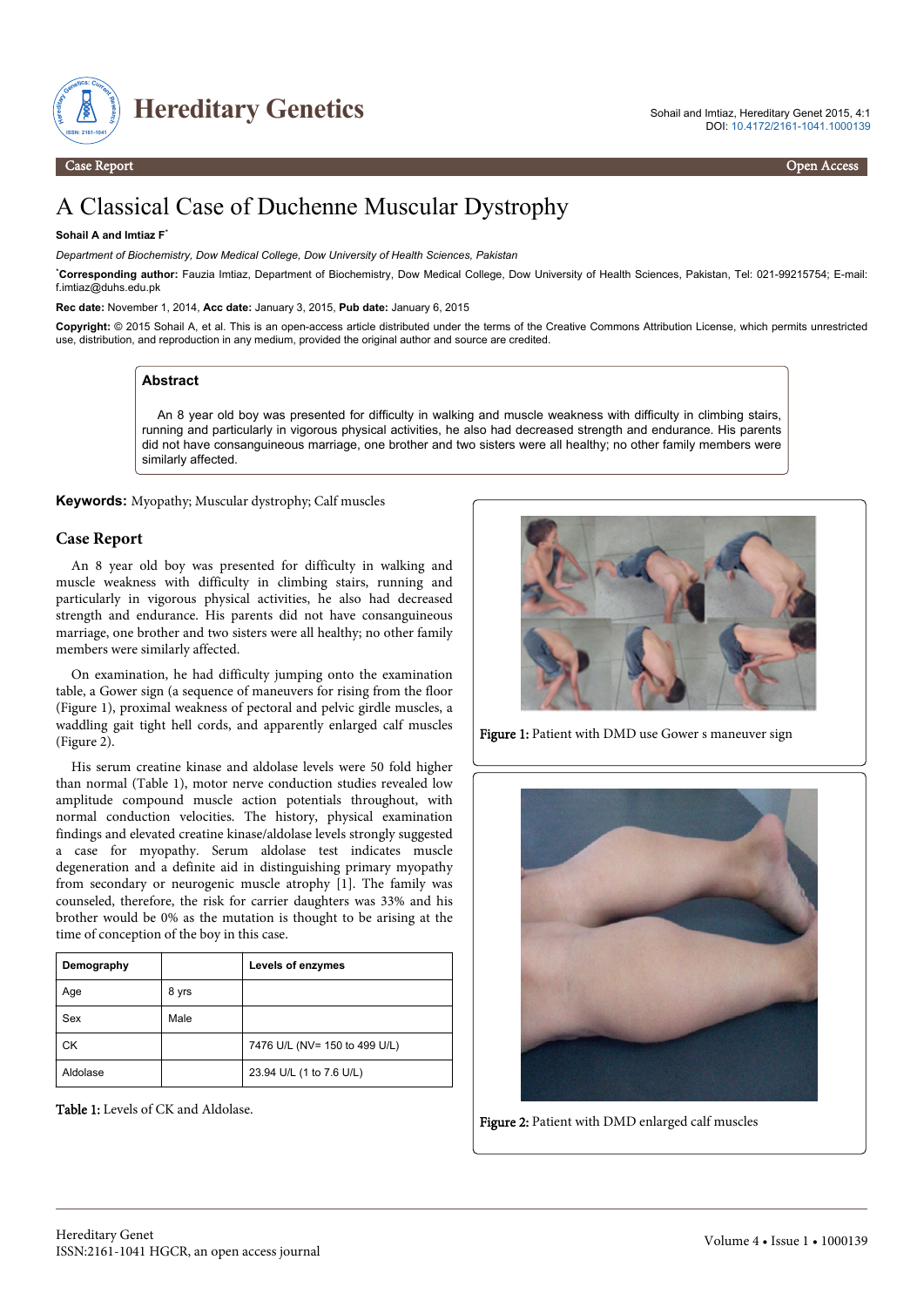Case Report | Open Access

# A Classical Case of Duchenne Muscular Dystrophy

**Sohail A and Imtiaz F***

*Department of Biochemistry, Dow Medical College, Dow University of Health Sciences, Pakistan*

***Corresponding author:** Fauzia Imtiaz, Department of Biochemistry, Dow Medical College, Dow University of Health Sciences, Pakistan, Tel: 021-99215754; E-mail: f.imtiaz@duhs.edu.pk

**Rec date:** November 1, 2014, **Acc date:** January 3, 2015, **Pub date:** January 6, 2015

**Copyright:** © 2015 Sohail A, et al. This is an open-access article distributed under the terms of the Creative Commons Attribution License, which permits unrestricted use, distribution, and reproduction in any medium, provided the original author and source are credited.

## Abstract

An 8 year old boy was presented for difficulty in walking and muscle weakness with difficulty in climbing stairs, running and particularly in vigorous physical activities, he also had decreased strength and endurance. His parents did not have consanguineous marriage, one brother and two sisters were all healthy; no other family members were similarly affected.

**Keywords:** Myopathy; Muscular dystrophy; Calf muscles

## Case Report

An 8 year old boy was presented for difficulty in walking and muscle weakness with difficulty in climbing stairs, running and particularly in vigorous physical activities, he also had decreased strength and endurance. His parents did not have consanguineous marriage, one brother and two sisters were all healthy; no other family members were similarly affected.

On examination, he had difficulty jumping onto the examination table, a Gower sign (a sequence of maneuvers for rising from the floor (Figure 1), proximal weakness of pectoral and pelvic girdle muscles, a waddling gait tight hell cords, and apparently enlarged calf muscles (Figure 2).

His serum creatine kinase and aldolase levels were 50 fold higher than normal (Table 1), motor nerve conduction studies revealed low amplitude compound muscle action potentials throughout, with normal conduction velocities. The history, physical examination findings and elevated creatine kinase/aldolase levels strongly suggested a case for myopathy. Serum aldolase test indicates muscle degeneration and a definite aid in distinguishing primary myopathy from secondary or neurogenic muscle atrophy [1]. The family was counseled, therefore, the risk for carrier daughters was 33% and his brother would be 0% as the mutation is thought to be arising at the time of conception of the boy in this case.

| Demography | | Levels of enzymes |
|---|---|---|
| Age | 8 yrs | |
| Sex | Male | |
| CK | | 7476 U/L (NV= 150 to 499 U/L) |
| Aldolase | | 23.94 U/L (1 to 7.6 U/L) |

**Table 1:** Levels of CK and Aldolase.

**Figure 1:** Patient with DMD use Gower s maneuver sign

**Figure 2:** Patient with DMD enlarged calf muscles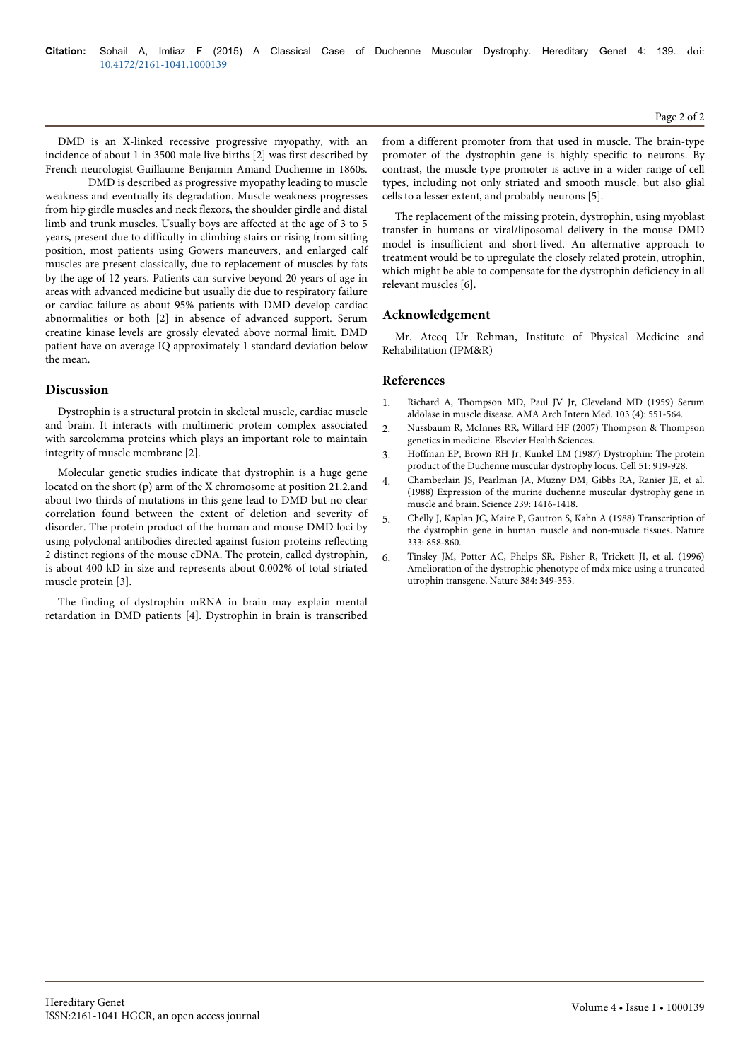DMD is an X-linked recessive progressive myopathy, with an incidence of about 1 in 3500 male live births [2] was first described by French neurologist Guillaume Benjamin Amand Duchenne in 1860s. DMD is described as progressive myopathy leading to muscle weakness and eventually its degradation. Muscle weakness progresses from hip girdle muscles and neck flexors, the shoulder girdle and distal limb and trunk muscles. Usually boys are affected at the age of 3 to 5 years, present due to difficulty in climbing stairs or rising from sitting position, most patients using Gowers maneuvers, and enlarged calf muscles are present classically, due to replacement of muscles by fats by the age of 12 years. Patients can survive beyond 20 years of age in areas with advanced medicine but usually die due to respiratory failure or cardiac failure as about 95% patients with DMD develop cardiac abnormalities or both [2] in absence of advanced support. Serum creatine kinase levels are grossly elevated above normal limit. DMD patient have on average IQ approximately 1 standard deviation below the mean.

## Discussion

Dystrophin is a structural protein in skeletal muscle, cardiac muscle and brain. It interacts with multimeric protein complex associated with sarcolemma proteins which plays an important role to maintain integrity of muscle membrane [2].

Molecular genetic studies indicate that dystrophin is a huge gene located on the short (p) arm of the X chromosome at position 21.2.and about two thirds of mutations in this gene lead to DMD but no clear correlation found between the extent of deletion and severity of disorder. The protein product of the human and mouse DMD loci by using polyclonal antibodies directed against fusion proteins reflecting 2 distinct regions of the mouse cDNA. The protein, called dystrophin, is about 400 kD in size and represents about 0.002% of total striated muscle protein [3].

The finding of dystrophin mRNA in brain may explain mental retardation in DMD patients [4]. Dystrophin in brain is transcribed from a different promoter from that used in muscle. The brain-type promoter of the dystrophin gene is highly specific to neurons. By contrast, the muscle-type promoter is active in a wider range of cell types, including not only striated and smooth muscle, but also glial cells to a lesser extent, and probably neurons [5].

The replacement of the missing protein, dystrophin, using myoblast transfer in humans or viral/liposomal delivery in the mouse DMD model is insufficient and short-lived. An alternative approach to treatment would be to upregulate the closely related protein, utrophin, which might be able to compensate for the dystrophin deficiency in all relevant muscles [6].

## Acknowledgement

Mr. Ateeq Ur Rehman, Institute of Physical Medicine and Rehabilitation (IPM&R)

## References

1. Richard A, Thompson MD, Paul JV Jr, Cleveland MD (1959) Serum aldolase in muscle disease. AMA Arch Intern Med. 103 (4): 551-564.
2. Nussbaum R, McInnes RR, Willard HF (2007) Thompson & Thompson genetics in medicine. Elsevier Health Sciences.
3. Hoffman EP, Brown RH Jr, Kunkel LM (1987) Dystrophin: The protein product of the Duchenne muscular dystrophy locus. Cell 51: 919-928.
4. Chamberlain JS, Pearlman JA, Muzny DM, Gibbs RA, Ranier JE, et al. (1988) Expression of the murine duchenne muscular dystrophy gene in muscle and brain. Science 239: 1416-1418.
5. Chelly J, Kaplan JC, Maire P, Gautron S, Kahn A (1988) Transcription of the dystrophin gene in human muscle and non-muscle tissues. Nature 333: 858-860.
6. Tinsley JM, Potter AC, Phelps SR, Fisher R, Trickett JI, et al. (1996) Amelioration of the dystrophic phenotype of mdx mice using a truncated utrophin transgene. Nature 384: 349-353.